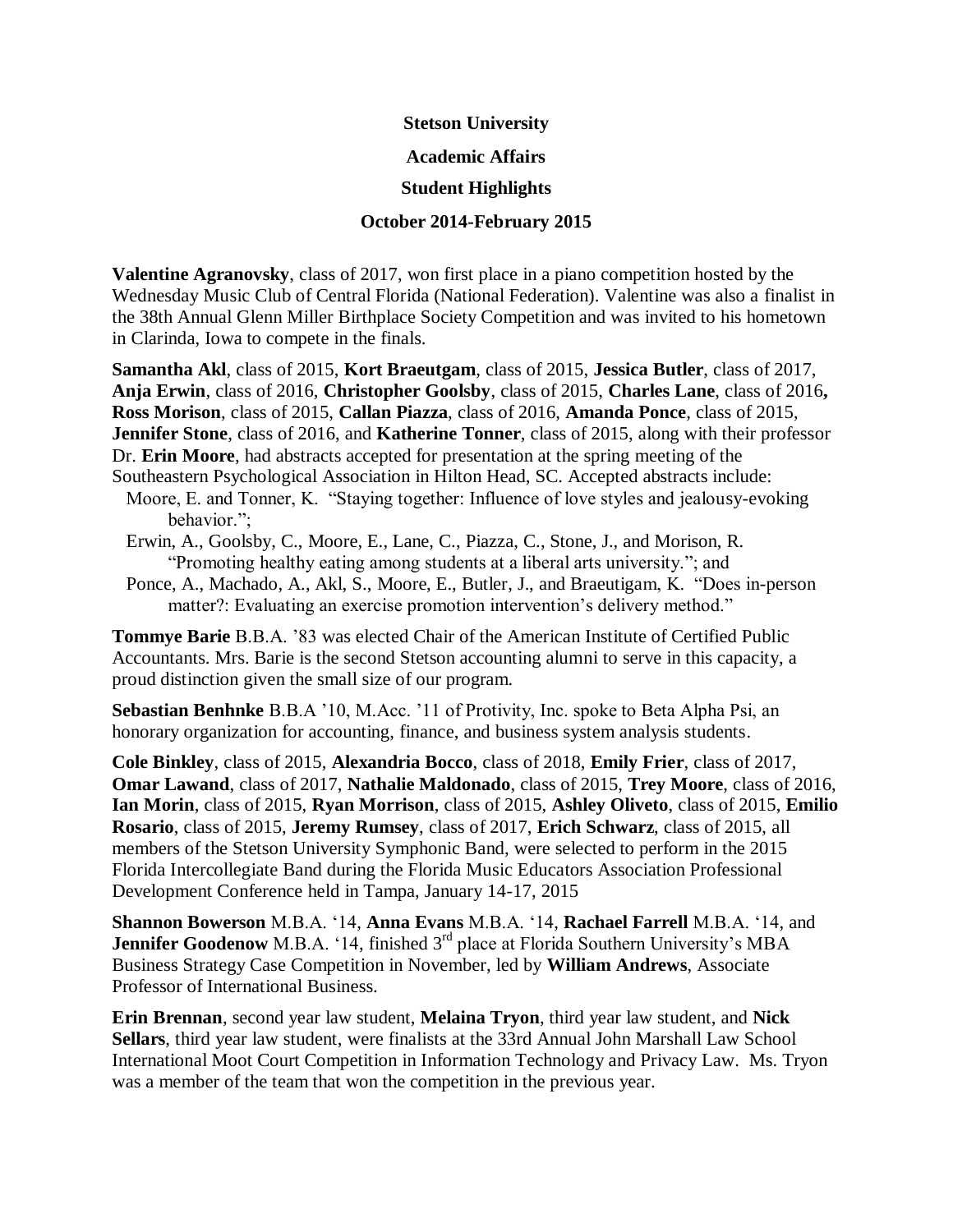**Stetson University**

**Academic Affairs**

**Student Highlights**

**October 2014-February 2015**

**Valentine Agranovsky**, class of 2017, won first place in a piano competition hosted by the Wednesday Music Club of Central Florida (National Federation). Valentine was also a finalist in the 38th Annual Glenn Miller Birthplace Society Competition and was invited to his hometown in Clarinda, Iowa to compete in the finals.

**Samantha Akl**, class of 2015, **Kort Braeutgam**, class of 2015, **Jessica Butler**, class of 2017, **Anja Erwin**, class of 2016, **Christopher Goolsby**, class of 2015, **Charles Lane**, class of 2016**,** **Ross Morison**, class of 2015, **Callan Piazza**, class of 2016, **Amanda Ponce**, class of 2015, **Jennifer Stone**, class of 2016, and **Katherine Tonner**, class of 2015, along with their professor Dr. **Erin Moore**, had abstracts accepted for presentation at the spring meeting of the Southeastern Psychological Association in Hilton Head, SC. Accepted abstracts include:

- Moore, E. and Tonner, K. "Staying together: Influence of love styles and jealousy-evoking behavior.";
- Erwin, A., Goolsby, C., Moore, E., Lane, C., Piazza, C., Stone, J., and Morison, R. "Promoting healthy eating among students at a liberal arts university."; and
- Ponce, A., Machado, A., Akl, S., Moore, E., Butler, J., and Braeutigam, K. "Does in-person matter?: Evaluating an exercise promotion intervention's delivery method."

**Tommye Barie** B.B.A. '83 was elected Chair of the American Institute of Certified Public Accountants. Mrs. Barie is the second Stetson accounting alumni to serve in this capacity, a proud distinction given the small size of our program.

**Sebastian Benhnke** B.B.A '10, M.Acc. '11 of Protivity, Inc. spoke to Beta Alpha Psi, an honorary organization for accounting, finance, and business system analysis students.

**Cole Binkley**, class of 2015, **Alexandria Bocco**, class of 2018, **Emily Frier**, class of 2017, **Omar Lawand**, class of 2017, **Nathalie Maldonado**, class of 2015, **Trey Moore**, class of 2016, **Ian Morin**, class of 2015, **Ryan Morrison**, class of 2015, **Ashley Oliveto**, class of 2015, **Emilio Rosario**, class of 2015, **Jeremy Rumsey**, class of 2017, **Erich Schwarz**, class of 2015, all members of the Stetson University Symphonic Band, were selected to perform in the 2015 Florida Intercollegiate Band during the Florida Music Educators Association Professional Development Conference held in Tampa, January 14-17, 2015

**Shannon Bowerson** M.B.A. '14, **Anna Evans** M.B.A. '14, **Rachael Farrell** M.B.A. '14, and **Jennifer Goodenow** M.B.A. '14, finished 3rd place at Florida Southern University's MBA Business Strategy Case Competition in November, led by **William Andrews**, Associate Professor of International Business.

**Erin Brennan**, second year law student, **Melaina Tryon**, third year law student, and **Nick Sellars**, third year law student, were finalists at the 33rd Annual John Marshall Law School International Moot Court Competition in Information Technology and Privacy Law. Ms. Tryon was a member of the team that won the competition in the previous year.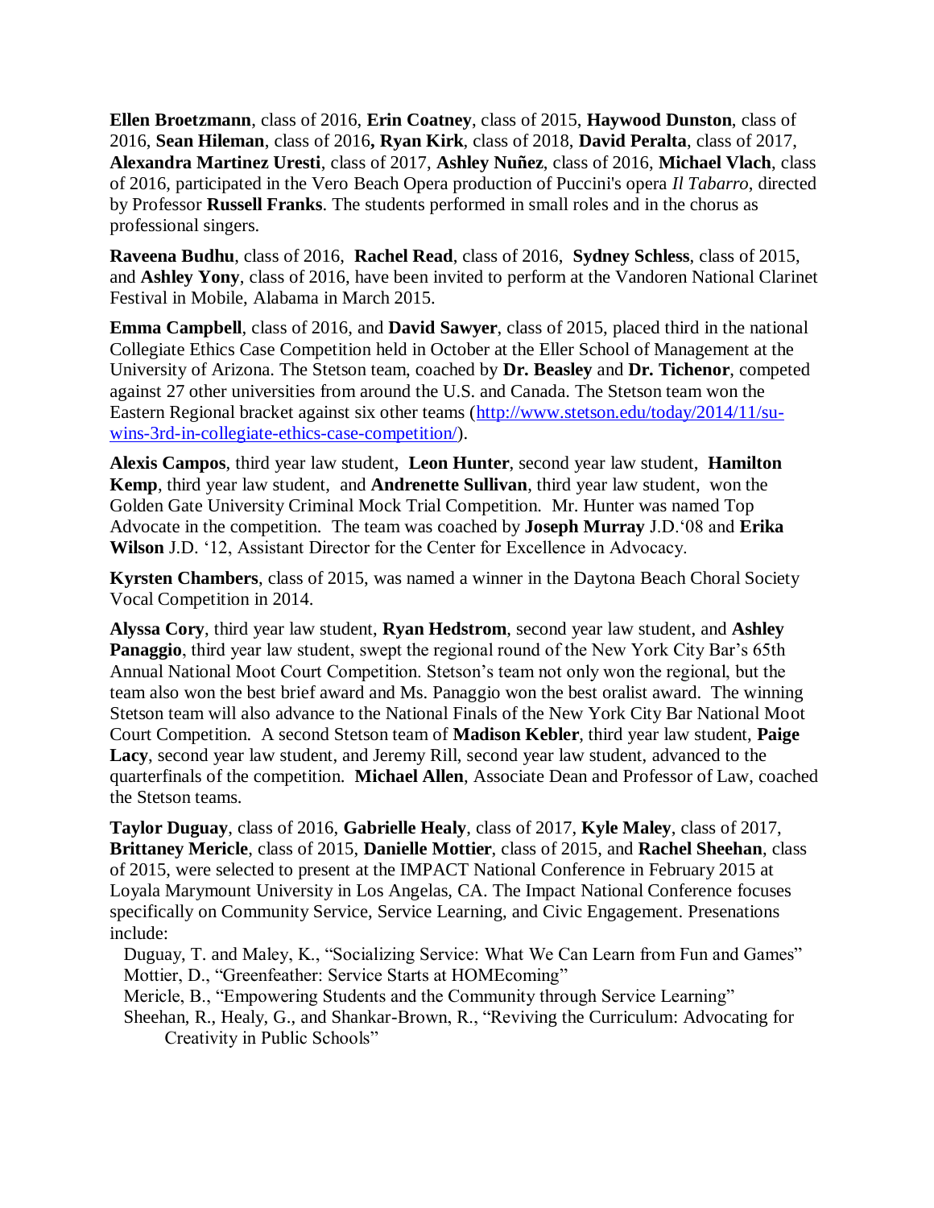**Ellen Broetzmann**, class of 2016, **Erin Coatney**, class of 2015, **Haywood Dunston**, class of 2016, **Sean Hileman**, class of 2016**, Ryan Kirk**, class of 2018, **David Peralta**, class of 2017, **Alexandra Martinez Uresti**, class of 2017, **Ashley Nuñez**, class of 2016, **Michael Vlach**, class of 2016, participated in the Vero Beach Opera production of Puccini's opera *Il Tabarro*, directed by Professor **Russell Franks**. The students performed in small roles and in the chorus as professional singers.

**Raveena Budhu**, class of 2016, **Rachel Read**, class of 2016, **Sydney Schless**, class of 2015, and **Ashley Yony**, class of 2016, have been invited to perform at the Vandoren National Clarinet Festival in Mobile, Alabama in March 2015.

**Emma Campbell**, class of 2016, and **David Sawyer**, class of 2015, placed third in the national Collegiate Ethics Case Competition held in October at the Eller School of Management at the University of Arizona. The Stetson team, coached by **Dr. Beasley** and **Dr. Tichenor**, competed against 27 other universities from around the U.S. and Canada. The Stetson team won the Eastern Regional bracket against six other teams (http://www.stetson.edu/today/2014/11/su-wins-3rd-in-collegiate-ethics-case-competition/).

**Alexis Campos**, third year law student, **Leon Hunter**, second year law student, **Hamilton Kemp**, third year law student, and **Andrenette Sullivan**, third year law student, won the Golden Gate University Criminal Mock Trial Competition. Mr. Hunter was named Top Advocate in the competition. The team was coached by **Joseph Murray** J.D.'08 and **Erika Wilson** J.D. '12, Assistant Director for the Center for Excellence in Advocacy.

**Kyrsten Chambers**, class of 2015, was named a winner in the Daytona Beach Choral Society Vocal Competition in 2014.

**Alyssa Cory**, third year law student, **Ryan Hedstrom**, second year law student, and **Ashley Panaggio**, third year law student, swept the regional round of the New York City Bar's 65th Annual National Moot Court Competition. Stetson's team not only won the regional, but the team also won the best brief award and Ms. Panaggio won the best oralist award. The winning Stetson team will also advance to the National Finals of the New York City Bar National Moot Court Competition. A second Stetson team of **Madison Kebler**, third year law student, **Paige Lacy**, second year law student, and Jeremy Rill, second year law student, advanced to the quarterfinals of the competition. **Michael Allen**, Associate Dean and Professor of Law, coached the Stetson teams.

**Taylor Duguay**, class of 2016, **Gabrielle Healy**, class of 2017, **Kyle Maley**, class of 2017, **Brittaney Mericle**, class of 2015, **Danielle Mottier**, class of 2015, and **Rachel Sheehan**, class of 2015, were selected to present at the IMPACT National Conference in February 2015 at Loyala Marymount University in Los Angelas, CA. The Impact National Conference focuses specifically on Community Service, Service Learning, and Civic Engagement. Presenations include:

Duguay, T. and Maley, K., "Socializing Service: What We Can Learn from Fun and Games"
Mottier, D., "Greenfeather: Service Starts at HOMEcoming"
Mericle, B., "Empowering Students and the Community through Service Learning"
Sheehan, R., Healy, G., and Shankar-Brown, R., "Reviving the Curriculum: Advocating for Creativity in Public Schools"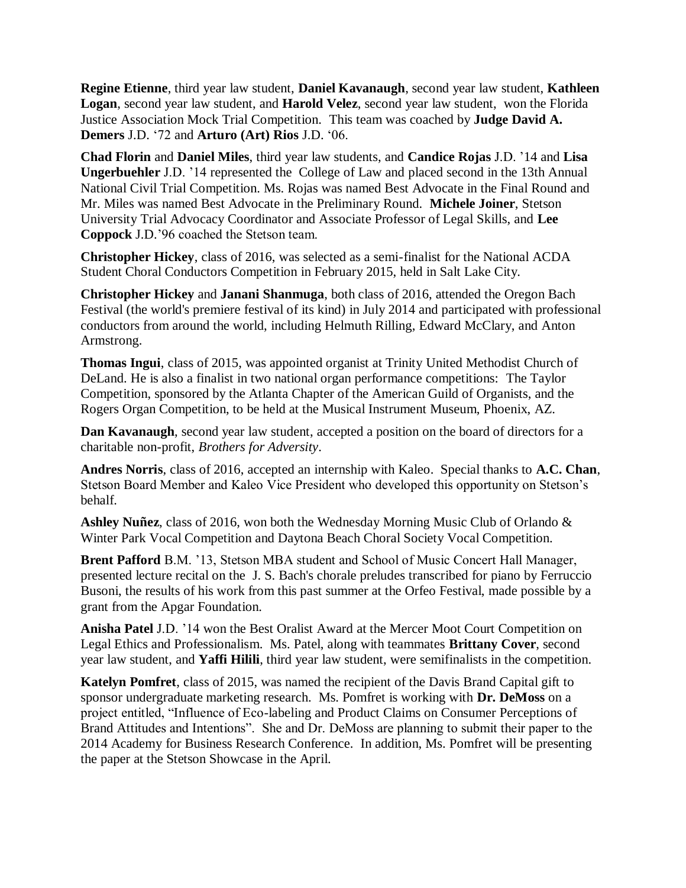**Regine Etienne**, third year law student, **Daniel Kavanaugh**, second year law student, **Kathleen Logan**, second year law student, and **Harold Velez**, second year law student, won the Florida Justice Association Mock Trial Competition. This team was coached by **Judge David A. Demers** J.D. '72 and **Arturo (Art) Rios** J.D. '06.

**Chad Florin** and **Daniel Miles**, third year law students, and **Candice Rojas** J.D. '14 and **Lisa Ungerbuehler** J.D. '14 represented the College of Law and placed second in the 13th Annual National Civil Trial Competition. Ms. Rojas was named Best Advocate in the Final Round and Mr. Miles was named Best Advocate in the Preliminary Round. **Michele Joiner**, Stetson University Trial Advocacy Coordinator and Associate Professor of Legal Skills, and **Lee Coppock** J.D.'96 coached the Stetson team.

**Christopher Hickey**, class of 2016, was selected as a semi-finalist for the National ACDA Student Choral Conductors Competition in February 2015, held in Salt Lake City.

**Christopher Hickey** and **Janani Shanmuga**, both class of 2016, attended the Oregon Bach Festival (the world's premiere festival of its kind) in July 2014 and participated with professional conductors from around the world, including Helmuth Rilling, Edward McClary, and Anton Armstrong.

**Thomas Ingui**, class of 2015, was appointed organist at Trinity United Methodist Church of DeLand. He is also a finalist in two national organ performance competitions: The Taylor Competition, sponsored by the Atlanta Chapter of the American Guild of Organists, and the Rogers Organ Competition, to be held at the Musical Instrument Museum, Phoenix, AZ.

**Dan Kavanaugh**, second year law student, accepted a position on the board of directors for a charitable non-profit, *Brothers for Adversity*.

**Andres Norris**, class of 2016, accepted an internship with Kaleo. Special thanks to **A.C. Chan**, Stetson Board Member and Kaleo Vice President who developed this opportunity on Stetson's behalf.

**Ashley Nuñez**, class of 2016, won both the Wednesday Morning Music Club of Orlando & Winter Park Vocal Competition and Daytona Beach Choral Society Vocal Competition.

**Brent Pafford** B.M. '13, Stetson MBA student and School of Music Concert Hall Manager, presented lecture recital on the J. S. Bach's chorale preludes transcribed for piano by Ferruccio Busoni, the results of his work from this past summer at the Orfeo Festival, made possible by a grant from the Apgar Foundation.

**Anisha Patel** J.D. '14 won the Best Oralist Award at the Mercer Moot Court Competition on Legal Ethics and Professionalism. Ms. Patel, along with teammates **Brittany Cover**, second year law student, and **Yaffi Hilili**, third year law student, were semifinalists in the competition.

**Katelyn Pomfret**, class of 2015, was named the recipient of the Davis Brand Capital gift to sponsor undergraduate marketing research. Ms. Pomfret is working with **Dr. DeMoss** on a project entitled, "Influence of Eco-labeling and Product Claims on Consumer Perceptions of Brand Attitudes and Intentions". She and Dr. DeMoss are planning to submit their paper to the 2014 Academy for Business Research Conference. In addition, Ms. Pomfret will be presenting the paper at the Stetson Showcase in the April.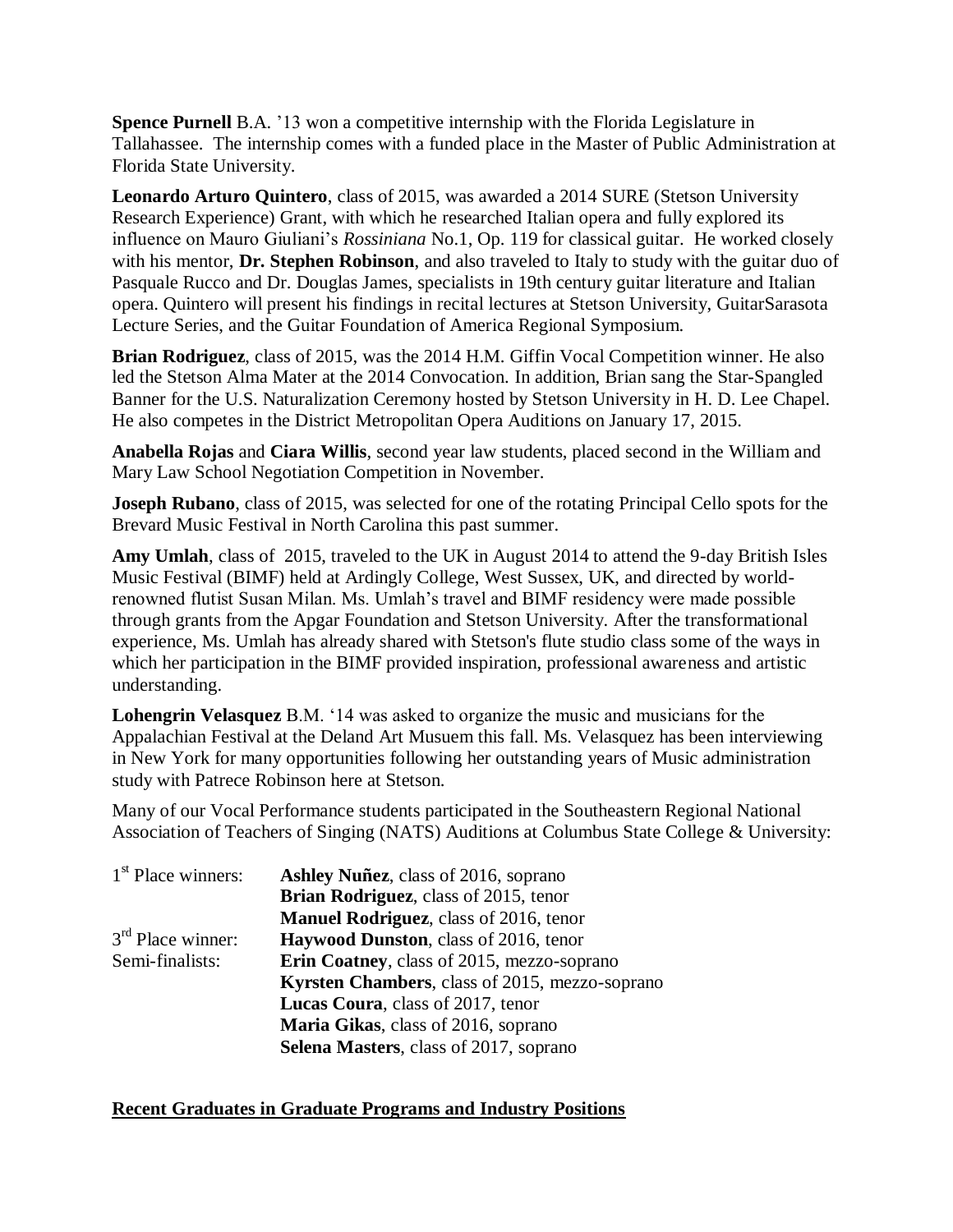**Spence Purnell** B.A. '13 won a competitive internship with the Florida Legislature in Tallahassee. The internship comes with a funded place in the Master of Public Administration at Florida State University.

**Leonardo Arturo Quintero**, class of 2015, was awarded a 2014 SURE (Stetson University Research Experience) Grant, with which he researched Italian opera and fully explored its influence on Mauro Giuliani's *Rossiniana* No.1, Op. 119 for classical guitar. He worked closely with his mentor, **Dr. Stephen Robinson**, and also traveled to Italy to study with the guitar duo of Pasquale Rucco and Dr. Douglas James, specialists in 19th century guitar literature and Italian opera. Quintero will present his findings in recital lectures at Stetson University, GuitarSarasota Lecture Series, and the Guitar Foundation of America Regional Symposium.

**Brian Rodriguez**, class of 2015, was the 2014 H.M. Giffin Vocal Competition winner. He also led the Stetson Alma Mater at the 2014 Convocation. In addition, Brian sang the Star-Spangled Banner for the U.S. Naturalization Ceremony hosted by Stetson University in H. D. Lee Chapel. He also competes in the District Metropolitan Opera Auditions on January 17, 2015.

**Anabella Rojas** and **Ciara Willis**, second year law students, placed second in the William and Mary Law School Negotiation Competition in November.

**Joseph Rubano**, class of 2015, was selected for one of the rotating Principal Cello spots for the Brevard Music Festival in North Carolina this past summer.

**Amy Umlah**, class of 2015, traveled to the UK in August 2014 to attend the 9-day British Isles Music Festival (BIMF) held at Ardingly College, West Sussex, UK, and directed by world-renowned flutist Susan Milan. Ms. Umlah's travel and BIMF residency were made possible through grants from the Apgar Foundation and Stetson University. After the transformational experience, Ms. Umlah has already shared with Stetson's flute studio class some of the ways in which her participation in the BIMF provided inspiration, professional awareness and artistic understanding.

**Lohengrin Velasquez** B.M. '14 was asked to organize the music and musicians for the Appalachian Festival at the Deland Art Musuem this fall. Ms. Velasquez has been interviewing in New York for many opportunities following her outstanding years of Music administration study with Patrece Robinson here at Stetson.

Many of our Vocal Performance students participated in the Southeastern Regional National Association of Teachers of Singing (NATS) Auditions at Columbus State College & University:

| | |
|---|---|
| 1st Place winners: | **Ashley Nuñez**, class of 2016, soprano |
| | **Brian Rodriguez**, class of 2015, tenor |
| | **Manuel Rodriguez**, class of 2016, tenor |
| 3rd Place winner: | **Haywood Dunston**, class of 2016, tenor |
| Semi-finalists: | **Erin Coatney**, class of 2015, mezzo-soprano |
| | **Kyrsten Chambers**, class of 2015, mezzo-soprano |
| | **Lucas Coura**, class of 2017, tenor |
| | **Maria Gikas**, class of 2016, soprano |
| | **Selena Masters**, class of 2017, soprano |

**Recent Graduates in Graduate Programs and Industry Positions**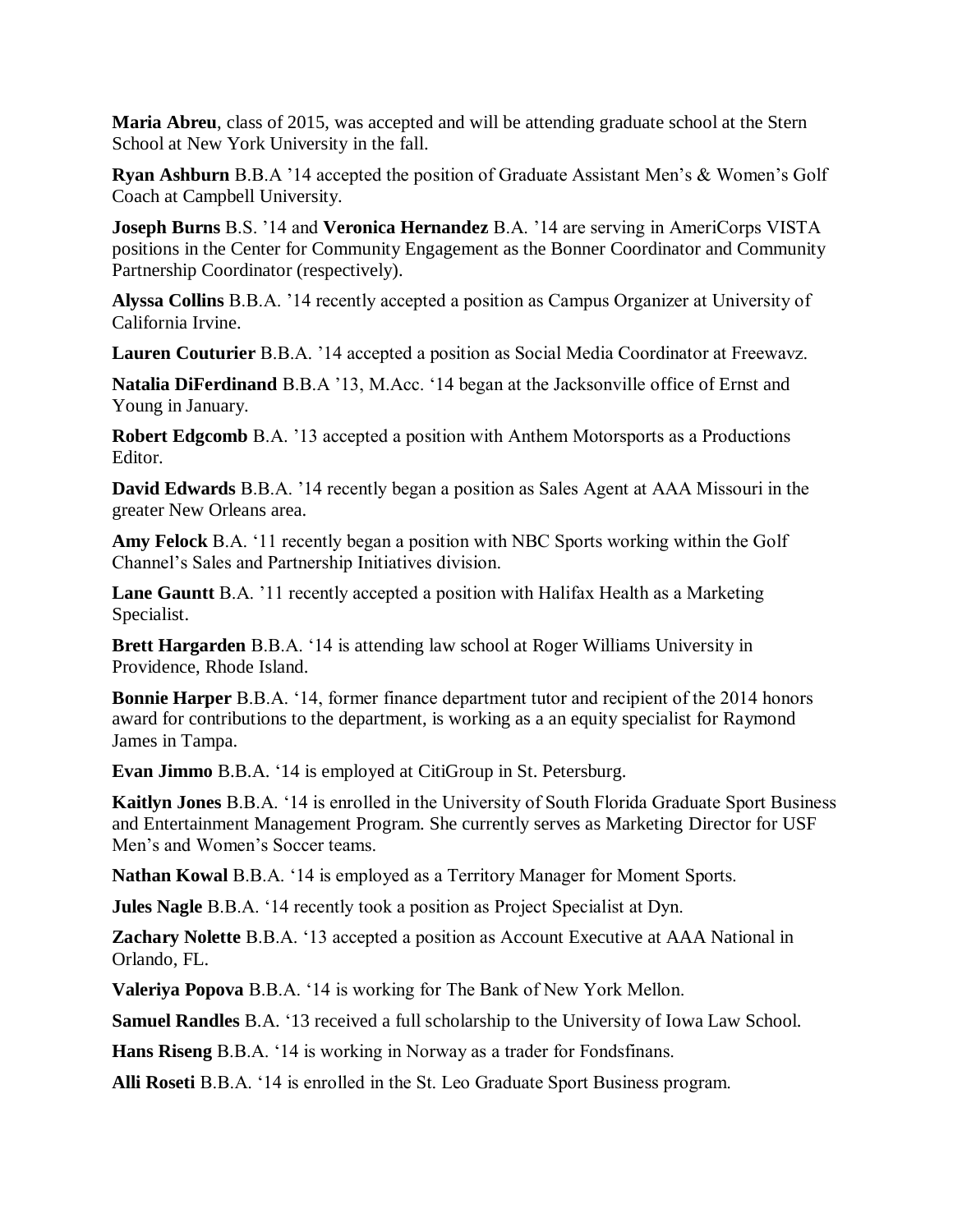**Maria Abreu**, class of 2015, was accepted and will be attending graduate school at the Stern School at New York University in the fall.

**Ryan Ashburn** B.B.A '14 accepted the position of Graduate Assistant Men's & Women's Golf Coach at Campbell University.

**Joseph Burns** B.S. '14 and **Veronica Hernandez** B.A. '14 are serving in AmeriCorps VISTA positions in the Center for Community Engagement as the Bonner Coordinator and Community Partnership Coordinator (respectively).

**Alyssa Collins** B.B.A. '14 recently accepted a position as Campus Organizer at University of California Irvine.

**Lauren Couturier** B.B.A. '14 accepted a position as Social Media Coordinator at Freewavz.

**Natalia DiFerdinand** B.B.A '13, M.Acc. '14 began at the Jacksonville office of Ernst and Young in January.

**Robert Edgcomb** B.A. '13 accepted a position with Anthem Motorsports as a Productions Editor.

**David Edwards** B.B.A. '14 recently began a position as Sales Agent at AAA Missouri in the greater New Orleans area.

**Amy Felock** B.A. '11 recently began a position with NBC Sports working within the Golf Channel's Sales and Partnership Initiatives division.

**Lane Gauntt** B.A. '11 recently accepted a position with Halifax Health as a Marketing Specialist.

**Brett Hargarden** B.B.A. '14 is attending law school at Roger Williams University in Providence, Rhode Island.

**Bonnie Harper** B.B.A. '14, former finance department tutor and recipient of the 2014 honors award for contributions to the department, is working as a an equity specialist for Raymond James in Tampa.

**Evan Jimmo** B.B.A. '14 is employed at CitiGroup in St. Petersburg.

**Kaitlyn Jones** B.B.A. '14 is enrolled in the University of South Florida Graduate Sport Business and Entertainment Management Program. She currently serves as Marketing Director for USF Men's and Women's Soccer teams.

**Nathan Kowal** B.B.A. '14 is employed as a Territory Manager for Moment Sports.

**Jules Nagle** B.B.A. '14 recently took a position as Project Specialist at Dyn.

**Zachary Nolette** B.B.A. '13 accepted a position as Account Executive at AAA National in Orlando, FL.

**Valeriya Popova** B.B.A. '14 is working for The Bank of New York Mellon.

**Samuel Randles** B.A. '13 received a full scholarship to the University of Iowa Law School.

**Hans Riseng** B.B.A. '14 is working in Norway as a trader for Fondsfinans.

**Alli Roseti** B.B.A. '14 is enrolled in the St. Leo Graduate Sport Business program.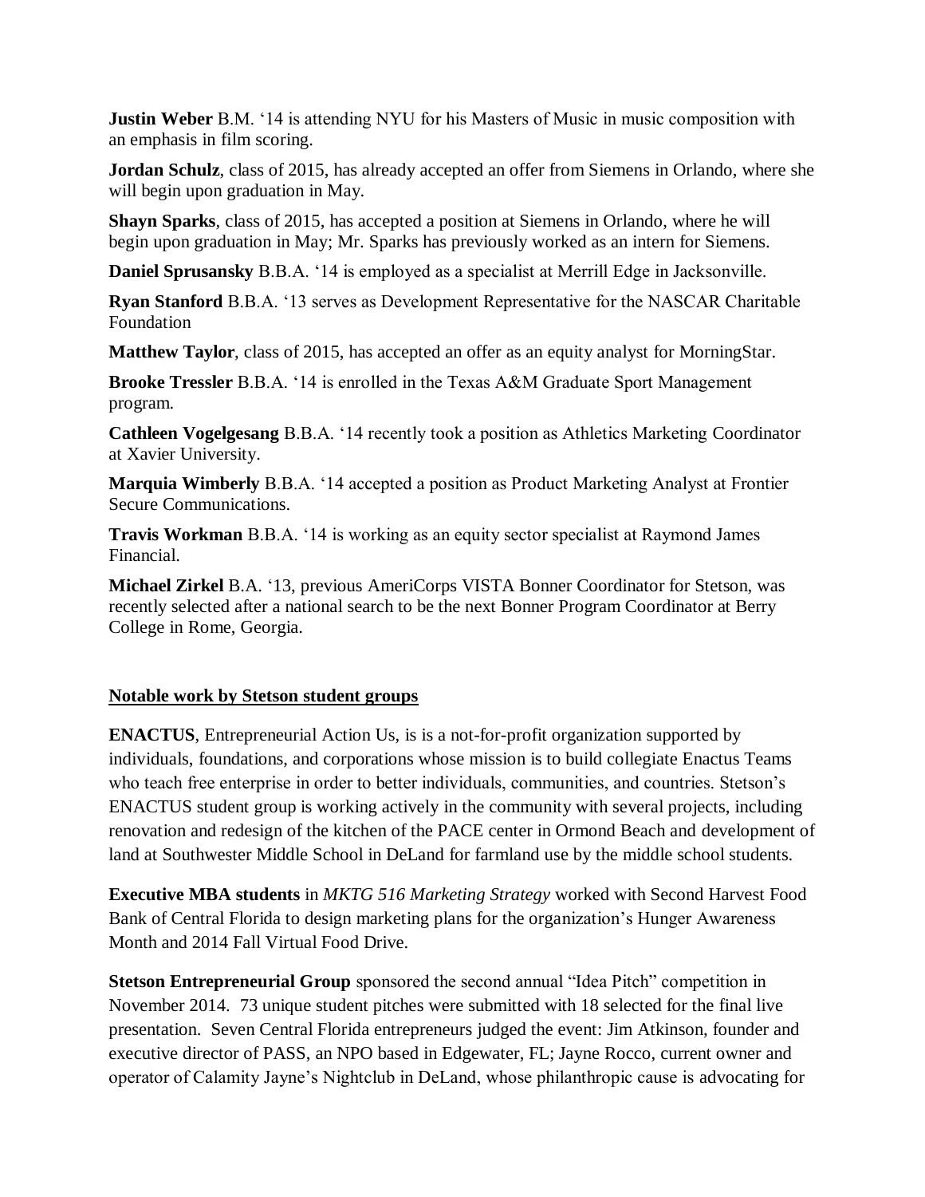**Justin Weber** B.M. '14 is attending NYU for his Masters of Music in music composition with an emphasis in film scoring.

**Jordan Schulz**, class of 2015, has already accepted an offer from Siemens in Orlando, where she will begin upon graduation in May.

**Shayn Sparks**, class of 2015, has accepted a position at Siemens in Orlando, where he will begin upon graduation in May; Mr. Sparks has previously worked as an intern for Siemens.

**Daniel Sprusansky** B.B.A. '14 is employed as a specialist at Merrill Edge in Jacksonville.

**Ryan Stanford** B.B.A. '13 serves as Development Representative for the NASCAR Charitable Foundation

**Matthew Taylor**, class of 2015, has accepted an offer as an equity analyst for MorningStar.

**Brooke Tressler** B.B.A. '14 is enrolled in the Texas A&M Graduate Sport Management program.

**Cathleen Vogelgesang** B.B.A. '14 recently took a position as Athletics Marketing Coordinator at Xavier University.

**Marquia Wimberly** B.B.A. '14 accepted a position as Product Marketing Analyst at Frontier Secure Communications.

**Travis Workman** B.B.A. '14 is working as an equity sector specialist at Raymond James Financial.

**Michael Zirkel** B.A. '13, previous AmeriCorps VISTA Bonner Coordinator for Stetson, was recently selected after a national search to be the next Bonner Program Coordinator at Berry College in Rome, Georgia.

**Notable work by Stetson student groups**

**ENACTUS**, Entrepreneurial Action Us, is is a not-for-profit organization supported by individuals, foundations, and corporations whose mission is to build collegiate Enactus Teams who teach free enterprise in order to better individuals, communities, and countries. Stetson's ENACTUS student group is working actively in the community with several projects, including renovation and redesign of the kitchen of the PACE center in Ormond Beach and development of land at Southwester Middle School in DeLand for farmland use by the middle school students.

**Executive MBA students** in *MKTG 516 Marketing Strategy* worked with Second Harvest Food Bank of Central Florida to design marketing plans for the organization's Hunger Awareness Month and 2014 Fall Virtual Food Drive.

**Stetson Entrepreneurial Group** sponsored the second annual "Idea Pitch" competition in November 2014. 73 unique student pitches were submitted with 18 selected for the final live presentation. Seven Central Florida entrepreneurs judged the event: Jim Atkinson, founder and executive director of PASS, an NPO based in Edgewater, FL; Jayne Rocco, current owner and operator of Calamity Jayne's Nightclub in DeLand, whose philanthropic cause is advocating for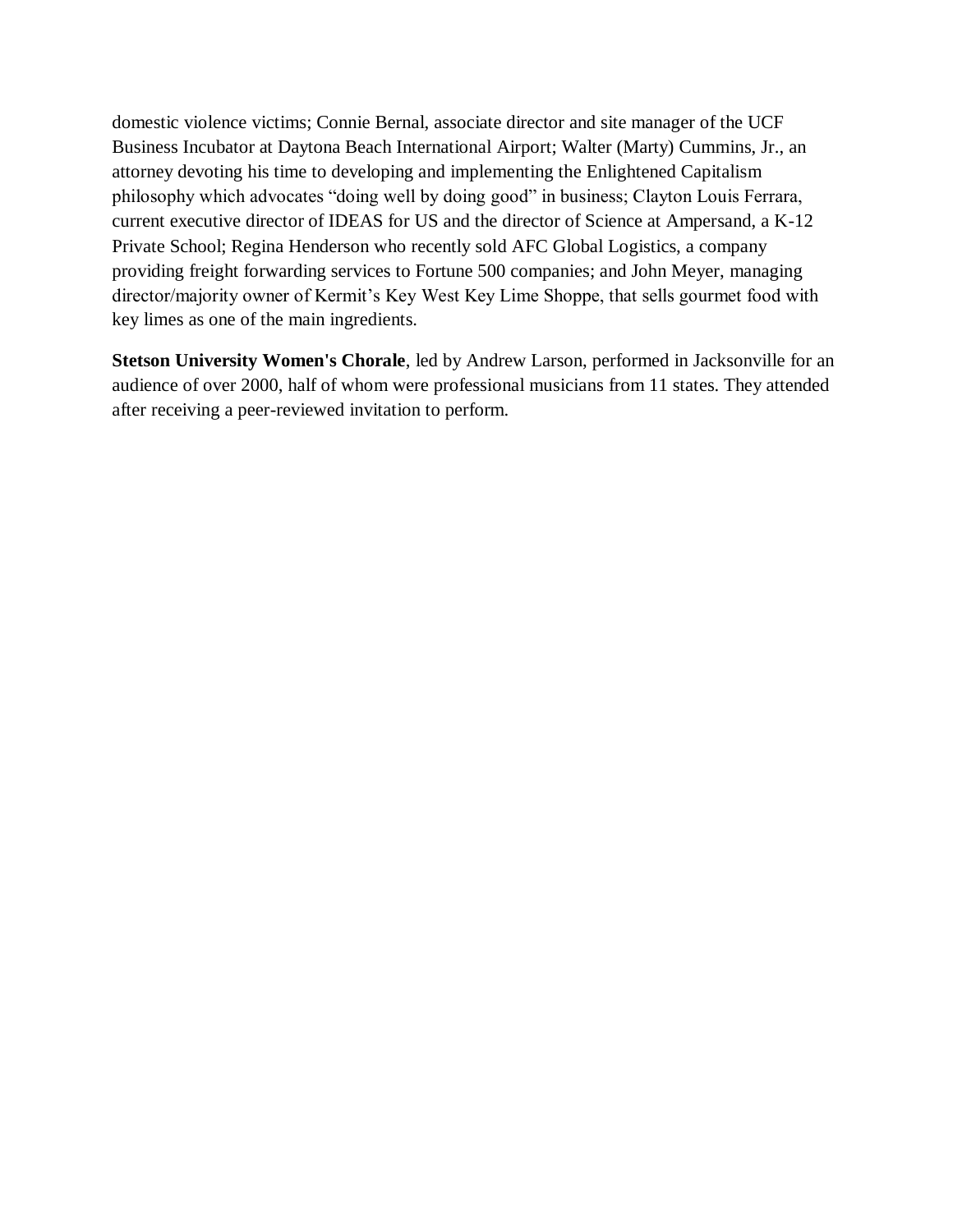domestic violence victims; Connie Bernal, associate director and site manager of the UCF Business Incubator at Daytona Beach International Airport; Walter (Marty) Cummins, Jr., an attorney devoting his time to developing and implementing the Enlightened Capitalism philosophy which advocates "doing well by doing good" in business; Clayton Louis Ferrara, current executive director of IDEAS for US and the director of Science at Ampersand, a K-12 Private School; Regina Henderson who recently sold AFC Global Logistics, a company providing freight forwarding services to Fortune 500 companies; and John Meyer, managing director/majority owner of Kermit's Key West Key Lime Shoppe, that sells gourmet food with key limes as one of the main ingredients.

**Stetson University Women's Chorale**, led by Andrew Larson, performed in Jacksonville for an audience of over 2000, half of whom were professional musicians from 11 states. They attended after receiving a peer-reviewed invitation to perform.